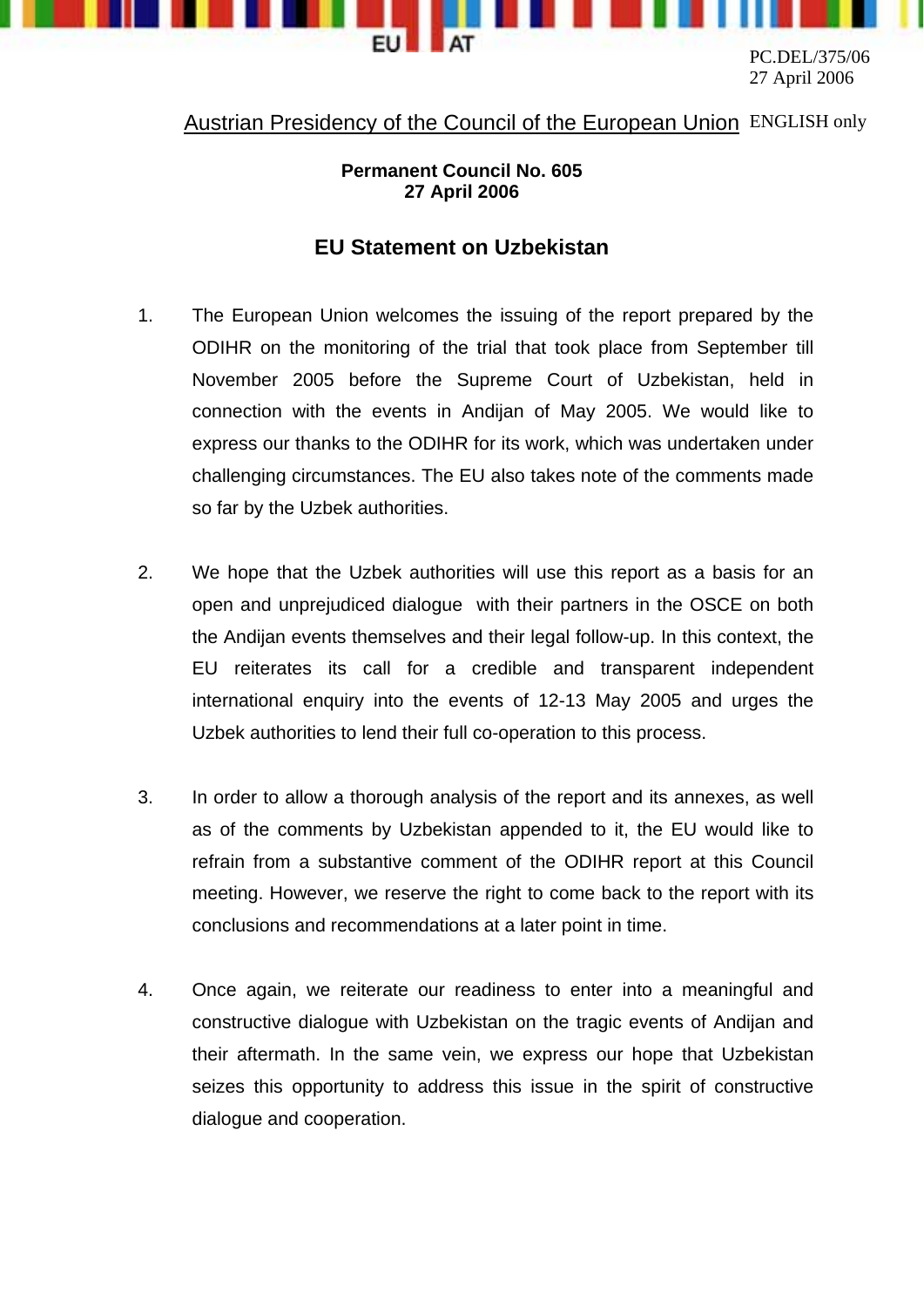PC.DEL/375/06
27 April 2006

Austrian Presidency of the Council of the European Union ENGLISH only

**Permanent Council No. 605**
**27 April 2006**

# EU Statement on Uzbekistan

1. The European Union welcomes the issuing of the report prepared by the ODIHR on the monitoring of the trial that took place from September till November 2005 before the Supreme Court of Uzbekistan, held in connection with the events in Andijan of May 2005. We would like to express our thanks to the ODIHR for its work, which was undertaken under challenging circumstances. The EU also takes note of the comments made so far by the Uzbek authorities.

2. We hope that the Uzbek authorities will use this report as a basis for an open and unprejudiced dialogue with their partners in the OSCE on both the Andijan events themselves and their legal follow-up. In this context, the EU reiterates its call for a credible and transparent independent international enquiry into the events of 12-13 May 2005 and urges the Uzbek authorities to lend their full co-operation to this process.

3. In order to allow a thorough analysis of the report and its annexes, as well as of the comments by Uzbekistan appended to it, the EU would like to refrain from a substantive comment of the ODIHR report at this Council meeting. However, we reserve the right to come back to the report with its conclusions and recommendations at a later point in time.

4. Once again, we reiterate our readiness to enter into a meaningful and constructive dialogue with Uzbekistan on the tragic events of Andijan and their aftermath. In the same vein, we express our hope that Uzbekistan seizes this opportunity to address this issue in the spirit of constructive dialogue and cooperation.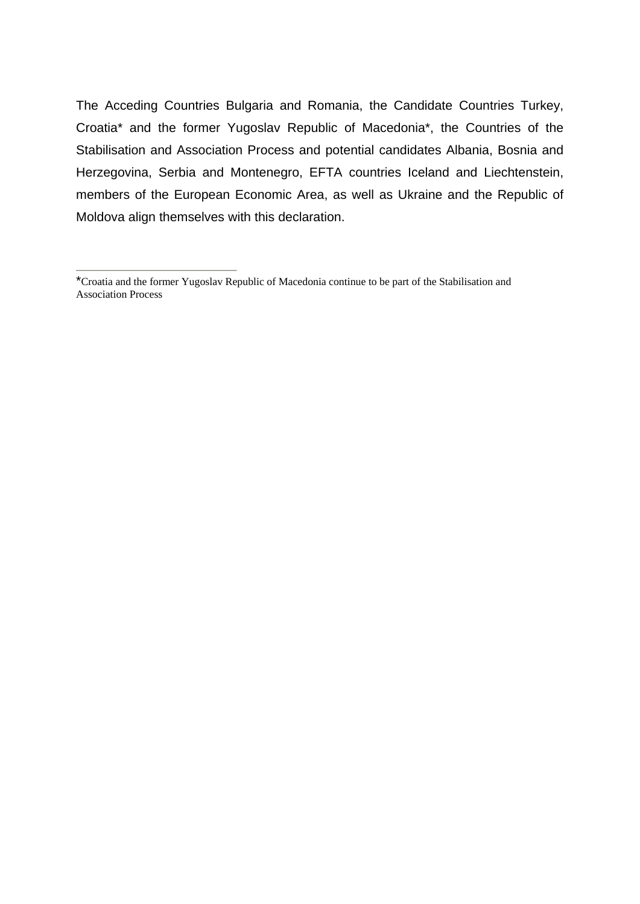The Acceding Countries Bulgaria and Romania, the Candidate Countries Turkey, Croatia* and the former Yugoslav Republic of Macedonia*, the Countries of the Stabilisation and Association Process and potential candidates Albania, Bosnia and Herzegovina, Serbia and Montenegro, EFTA countries Iceland and Liechtenstein, members of the European Economic Area, as well as Ukraine and the Republic of Moldova align themselves with this declaration.

---

*Croatia and the former Yugoslav Republic of Macedonia continue to be part of the Stabilisation and Association Process